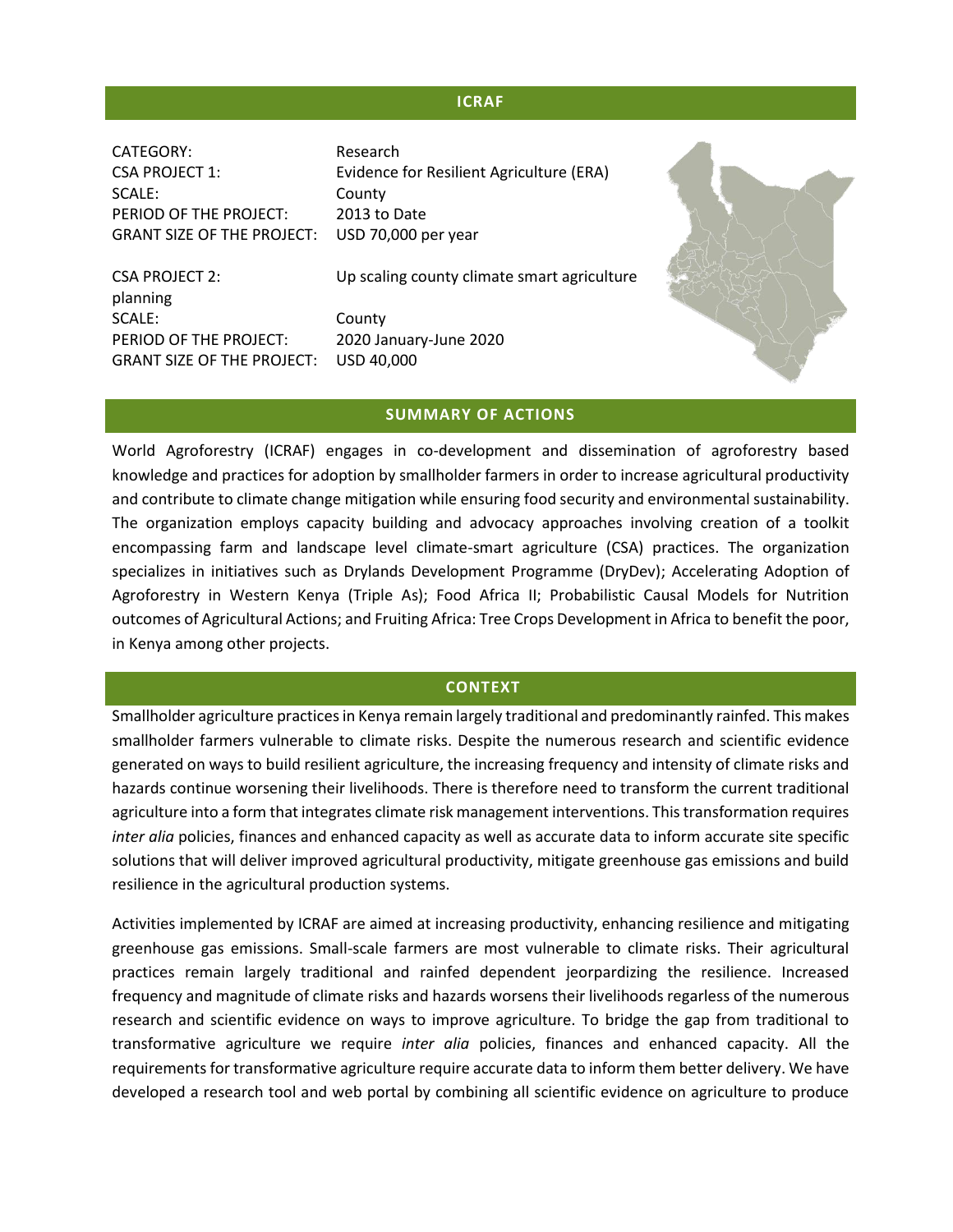## ICRAF

CATEGORY: Research
CSA PROJECT 1: Evidence for Resilient Agriculture (ERA)
SCALE: County
PERIOD OF THE PROJECT: 2013 to Date
GRANT SIZE OF THE PROJECT: USD 70,000 per year

CSA PROJECT 2: Up scaling county climate smart agriculture planning
SCALE: County
PERIOD OF THE PROJECT: 2020 January-June 2020
GRANT SIZE OF THE PROJECT: USD 40,000

## SUMMARY OF ACTIONS

World Agroforestry (ICRAF) engages in co-development and dissemination of agroforestry based knowledge and practices for adoption by smallholder farmers in order to increase agricultural productivity and contribute to climate change mitigation while ensuring food security and environmental sustainability. The organization employs capacity building and advocacy approaches involving creation of a toolkit encompassing farm and landscape level climate-smart agriculture (CSA) practices. The organization specializes in initiatives such as Drylands Development Programme (DryDev); Accelerating Adoption of Agroforestry in Western Kenya (Triple As); Food Africa II; Probabilistic Causal Models for Nutrition outcomes of Agricultural Actions; and Fruiting Africa: Tree Crops Development in Africa to benefit the poor, in Kenya among other projects.

## CONTEXT

Smallholder agriculture practices in Kenya remain largely traditional and predominantly rainfed. This makes smallholder farmers vulnerable to climate risks. Despite the numerous research and scientific evidence generated on ways to build resilient agriculture, the increasing frequency and intensity of climate risks and hazards continue worsening their livelihoods. There is therefore need to transform the current traditional agriculture into a form that integrates climate risk management interventions. This transformation requires *inter alia* policies, finances and enhanced capacity as well as accurate data to inform accurate site specific solutions that will deliver improved agricultural productivity, mitigate greenhouse gas emissions and build resilience in the agricultural production systems.

Activities implemented by ICRAF are aimed at increasing productivity, enhancing resilience and mitigating greenhouse gas emissions. Small-scale farmers are most vulnerable to climate risks. Their agricultural practices remain largely traditional and rainfed dependent jeorpardizing the resilience. Increased frequency and magnitude of climate risks and hazards worsens their livelihoods regarless of the numerous research and scientific evidence on ways to improve agriculture. To bridge the gap from traditional to transformative agriculture we require *inter alia* policies, finances and enhanced capacity. All the requirements for transformative agriculture require accurate data to inform them better delivery. We have developed a research tool and web portal by combining all scientific evidence on agriculture to produce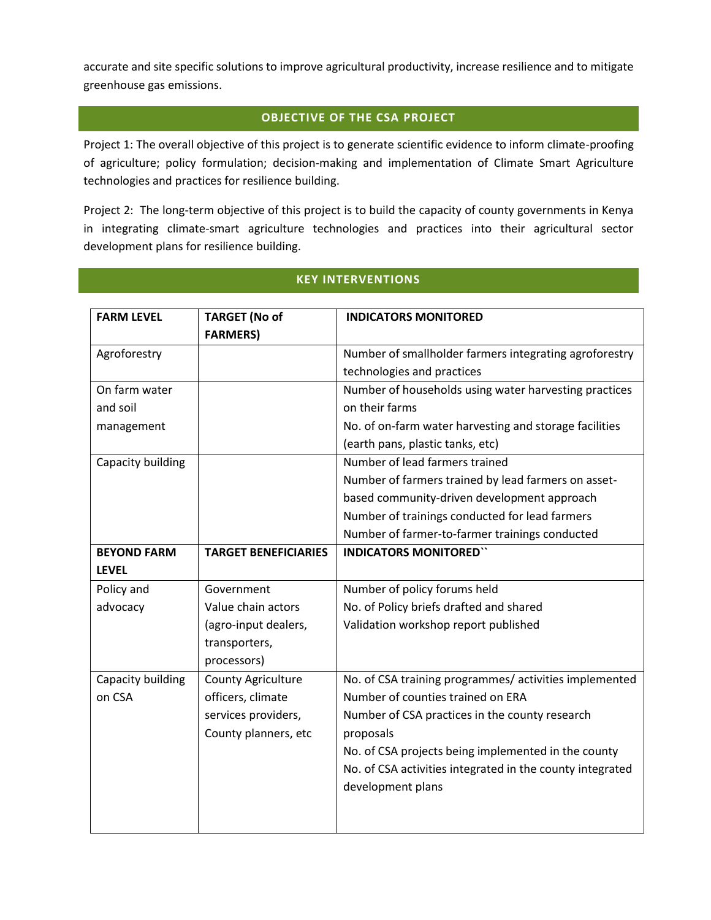accurate and site specific solutions to improve agricultural productivity, increase resilience and to mitigate greenhouse gas emissions.

## OBJECTIVE OF THE CSA PROJECT

Project 1: The overall objective of this project is to generate scientific evidence to inform climate-proofing of agriculture; policy formulation; decision-making and implementation of Climate Smart Agriculture technologies and practices for resilience building.

Project 2: The long-term objective of this project is to build the capacity of county governments in Kenya in integrating climate-smart agriculture technologies and practices into their agricultural sector development plans for resilience building.

## KEY INTERVENTIONS

| **FARM LEVEL** | **TARGET (No of FARMERS)** | **INDICATORS MONITORED** |
|---|---|---|
| Agroforestry | | Number of smallholder farmers integrating agroforestry technologies and practices |
| On farm water and soil management | | Number of households using water harvesting practices on their farms<br>No. of on-farm water harvesting and storage facilities (earth pans, plastic tanks, etc) |
| Capacity building | | Number of lead farmers trained<br>Number of farmers trained by lead farmers on asset-based community-driven development approach<br>Number of trainings conducted for lead farmers<br>Number of farmer-to-farmer trainings conducted |
| **BEYOND FARM LEVEL** | **TARGET BENEFICIARIES** | **INDICATORS MONITORED``** |
| Policy and advocacy | Government<br>Value chain actors (agro-input dealers, transporters, processors) | Number of policy forums held<br>No. of Policy briefs drafted and shared<br>Validation workshop report published |
| Capacity building on CSA | County Agriculture officers, climate services providers, County planners, etc | No. of CSA training programmes/ activities implemented<br>Number of counties trained on ERA<br>Number of CSA practices in the county research proposals<br>No. of CSA projects being implemented in the county<br>No. of CSA activities integrated in the county integrated development plans |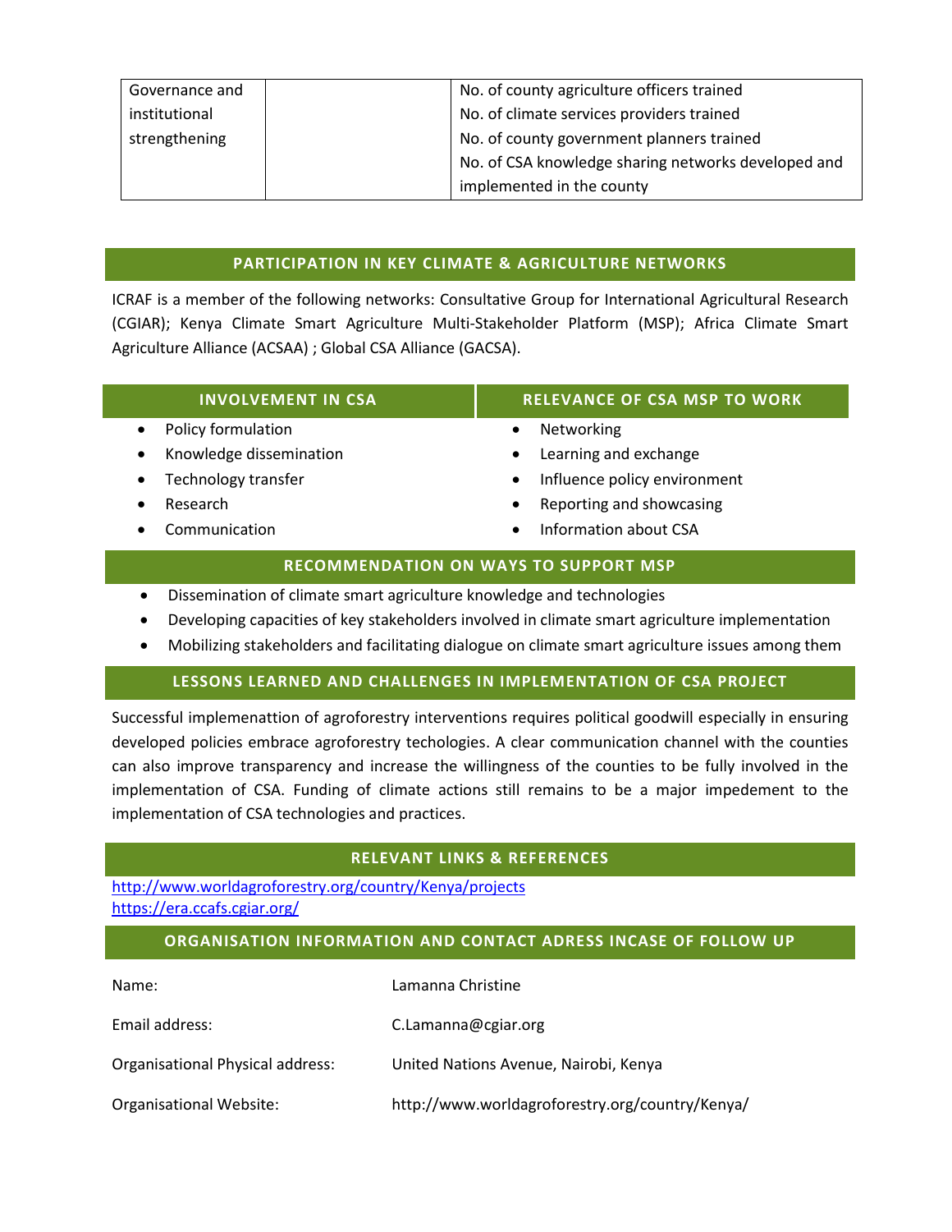| | | |
|---|---|---|
| Governance and institutional strengthening | | No. of county agriculture officers trained<br>No. of climate services providers trained<br>No. of county government planners trained<br>No. of CSA knowledge sharing networks developed and implemented in the county |

## PARTICIPATION IN KEY CLIMATE & AGRICULTURE NETWORKS

ICRAF is a member of the following networks: Consultative Group for International Agricultural Research (CGIAR); Kenya Climate Smart Agriculture Multi-Stakeholder Platform (MSP); Africa Climate Smart Agriculture Alliance (ACSAA) ; Global CSA Alliance (GACSA).

## INVOLVEMENT IN CSA

- Policy formulation
- Knowledge dissemination
- Technology transfer
- Research
- Communication

## RELEVANCE OF CSA MSP TO WORK

- Networking
- Learning and exchange
- Influence policy environment
- Reporting and showcasing
- Information about CSA

## RECOMMENDATION ON WAYS TO SUPPORT MSP

- Dissemination of climate smart agriculture knowledge and technologies
- Developing capacities of key stakeholders involved in climate smart agriculture implementation
- Mobilizing stakeholders and facilitating dialogue on climate smart agriculture issues among them

## LESSONS LEARNED AND CHALLENGES IN IMPLEMENTATION OF CSA PROJECT

Successful implemenattion of agroforestry interventions requires political goodwill especially in ensuring developed policies embrace agroforestry techologies. A clear communication channel with the counties can also improve transparency and increase the willingness of the counties to be fully involved in the implementation of CSA. Funding of climate actions still remains to be a major impedement to the implementation of CSA technologies and practices.

## RELEVANT LINKS & REFERENCES

http://www.worldagroforestry.org/country/Kenya/projects
https://era.ccafs.cgiar.org/

## ORGANISATION INFORMATION AND CONTACT ADRESS INCASE OF FOLLOW UP

| | |
|---|---|
| Name: | Lamanna Christine |
| Email address: | C.Lamanna@cgiar.org |
| Organisational Physical address: | United Nations Avenue, Nairobi, Kenya |
| Organisational Website: | http://www.worldagroforestry.org/country/Kenya/ |